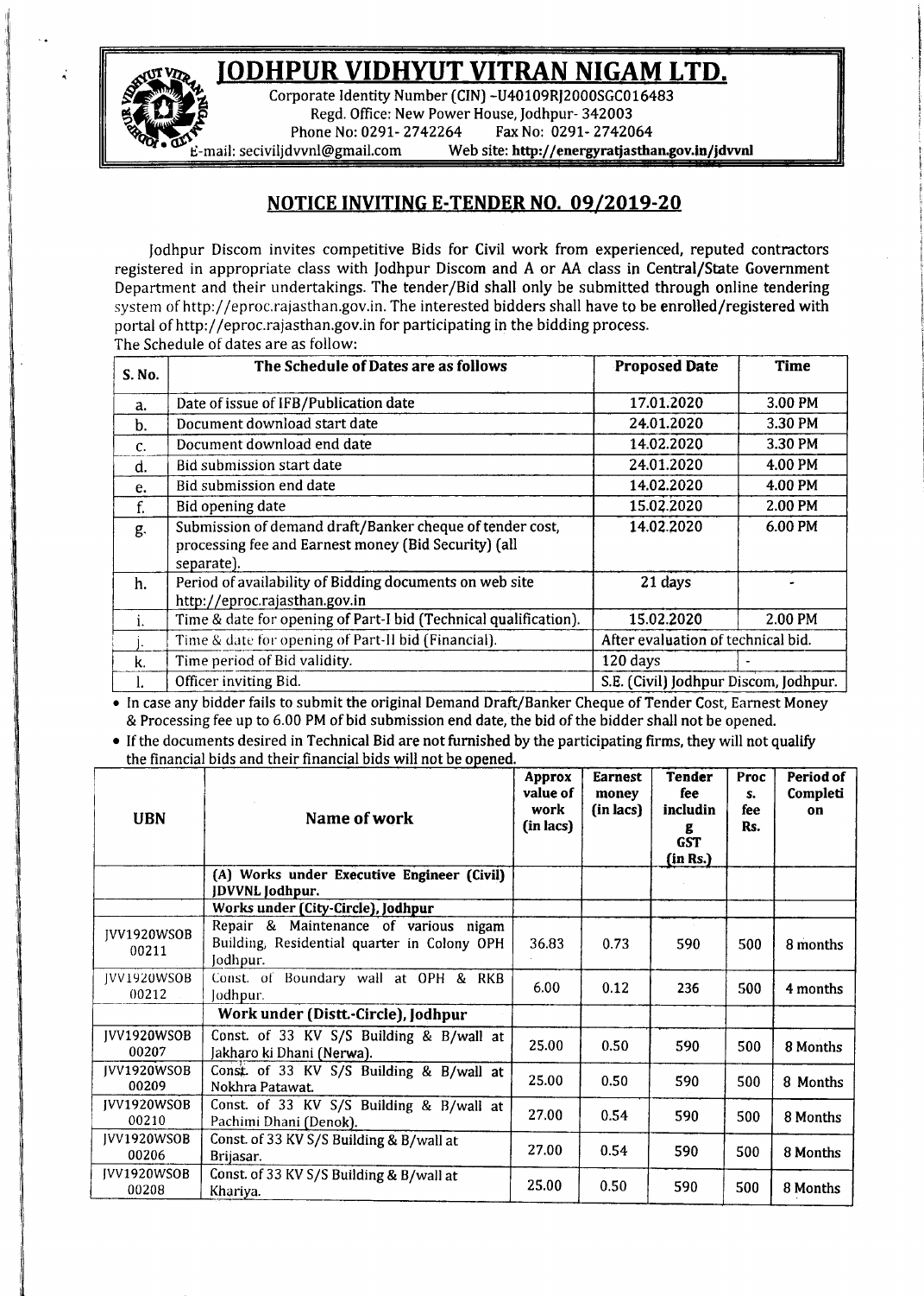# JODHPUR VIDHYUT VITRAN NIGAM LTD.

Corporate Identity Number (CIN) -U40109RJ2000SGC016483
Regd. Office: New Power House, Jodhpur- 342003
Phone No: 0291- 2742264 Fax No: 0291- 2742064
E-mail: seciviljdvvnl@gmail.com Web site: **http://energyratjasthan.gov.in/jdvvnl**

## NOTICE INVITING E-TENDER NO. 09/2019-20

Jodhpur Discom invites competitive Bids for Civil work from experienced, reputed contractors registered in appropriate class with Jodhpur Discom and A or AA class in Central/State Government Department and their undertakings. The tender/Bid shall only be submitted through online tendering system of http://eproc.rajasthan.gov.in. The interested bidders shall have to be enrolled/registered with portal of http://eproc.rajasthan.gov.in for participating in the bidding process.

The Schedule of dates are as follow:

| S. No. | The Schedule of Dates are as follows | Proposed Date | Time |
|---|---|---|---|
| a. | Date of issue of IFB/Publication date | 17.01.2020 | 3.00 PM |
| b. | Document download start date | 24.01.2020 | 3.30 PM |
| c. | Document download end date | 14.02.2020 | 3.30 PM |
| d. | Bid submission start date | 24.01.2020 | 4.00 PM |
| e. | Bid submission end date | 14.02.2020 | 4.00 PM |
| f. | Bid opening date | 15.02.2020 | 2.00 PM |
| g. | Submission of demand draft/Banker cheque of tender cost, processing fee and Earnest money (Bid Security) (all separate). | 14.02.2020 | 6.00 PM |
| h. | Period of availability of Bidding documents on web site http://eproc.rajasthan.gov.in | 21 days | - |
| i. | Time & date for opening of Part-I bid (Technical qualification). | 15.02.2020 | 2.00 PM |
| j. | Time & date for opening of Part-II bid (Financial). | After evaluation of technical bid. | |
| k. | Time period of Bid validity. | 120 days | - |
| l. | Officer inviting Bid. | S.E. (Civil) Jodhpur Discom, Jodhpur. | |

- In case any bidder fails to submit the original Demand Draft/Banker Cheque of Tender Cost, Earnest Money & Processing fee up to 6.00 PM of bid submission end date, the bid of the bidder shall not be opened.
- If the documents desired in Technical Bid are not furnished by the participating firms, they will not qualify the financial bids and their financial bids will not be opened.

| UBN | Name of work | Approx value of work (in lacs) | Earnest money (in lacs) | Tender fee including GST (in Rs.) | Procs. fee Rs. | Period of Completion |
|---|---|---|---|---|---|---|
| | (A) Works under Executive Engineer (Civil) JDVVNL Jodhpur. | | | | | |
| | Works under (City-Circle), Jodhpur | | | | | |
| JVV1920WSOB 00211 | Repair & Maintenance of various nigam Building, Residential quarter in Colony OPH Jodhpur. | 36.83 | 0.73 | 590 | 500 | 8 months |
| JVV1920WSOB 00212 | Const. of Boundary wall at OPH & RKB Jodhpur. | 6.00 | 0.12 | 236 | 500 | 4 months |
| | Work under (Distt.-Circle), Jodhpur | | | | | |
| JVV1920WSOB 00207 | Const. of 33 KV S/S Building & B/wall at Jakharo ki Dhani (Nerwa). | 25.00 | 0.50 | 590 | 500 | 8 Months |
| JVV1920WSOB 00209 | Const. of 33 KV S/S Building & B/wall at Nokhra Patawat. | 25.00 | 0.50 | 590 | 500 | 8 Months |
| JVV1920WSOB 00210 | Const. of 33 KV S/S Building & B/wall at Pachimi Dhani (Denok). | 27.00 | 0.54 | 590 | 500 | 8 Months |
| JVV1920WSOB 00206 | Const. of 33 KV S/S Building & B/wall at Brijasar. | 27.00 | 0.54 | 590 | 500 | 8 Months |
| JVV1920WSOB 00208 | Const. of 33 KV S/S Building & B/wall at Khariya. | 25.00 | 0.50 | 590 | 500 | 8 Months |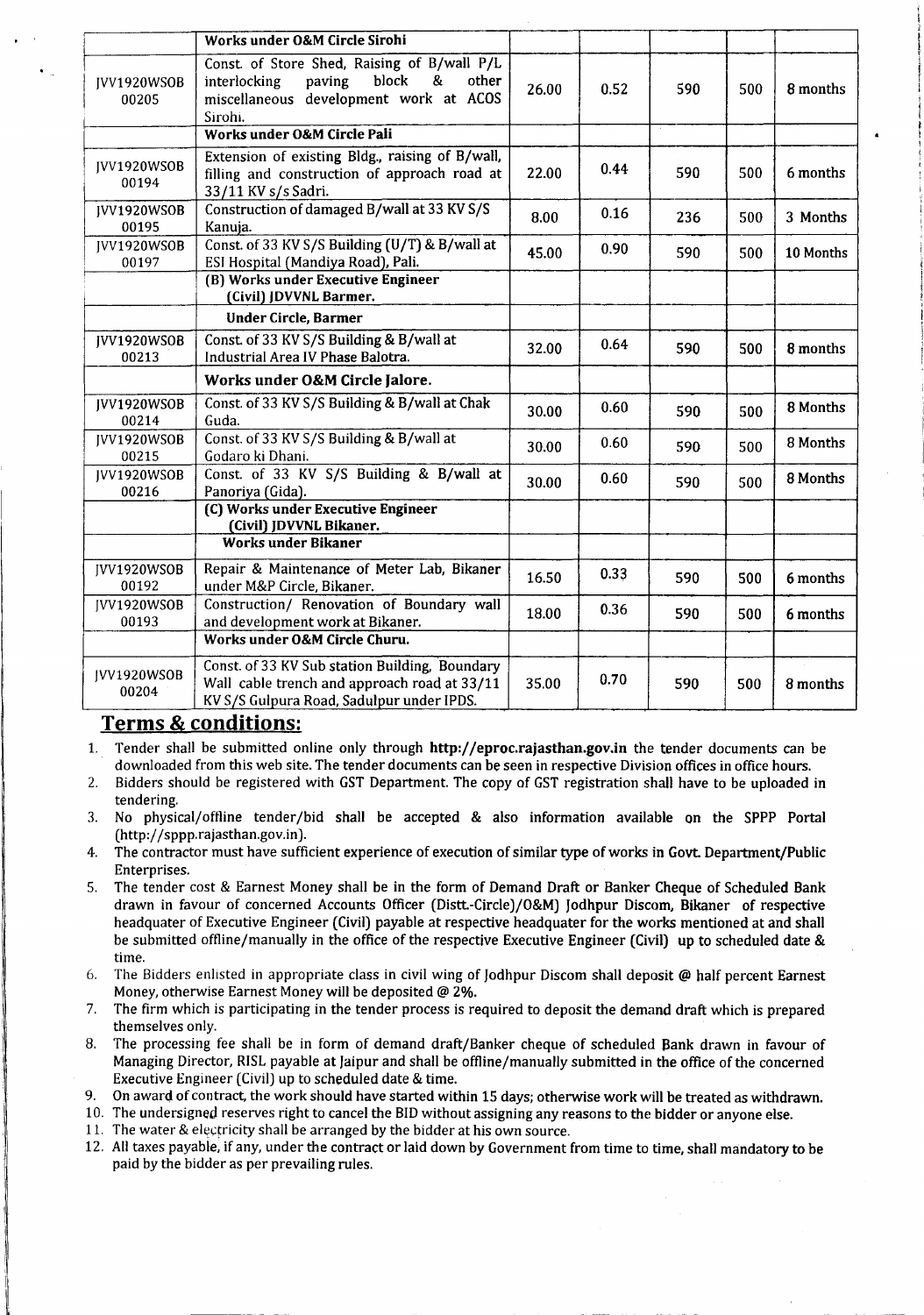| | Works under O&M Circle Sirohi | | | | | |
|---|---|---|---|---|---|---|
| JVV1920WSOB 00205 | Const. of Store Shed, Raising of B/wall P/L interlocking paving block & other miscellaneous development work at ACOS Sirohi. | 26.00 | 0.52 | 590 | 500 | 8 months |
| | Works under O&M Circle Pali | | | | | |
| JVV1920WSOB 00194 | Extension of existing Bldg., raising of B/wall, filling and construction of approach road at 33/11 KV s/s Sadri. | 22.00 | 0.44 | 590 | 500 | 6 months |
| JVV1920WSOB 00195 | Construction of damaged B/wall at 33 KV S/S Kanuja. | 8.00 | 0.16 | 236 | 500 | 3 Months |
| JVV1920WSOB 00197 | Const. of 33 KV S/S Building (U/T) & B/wall at ESI Hospital (Mandiya Road), Pali. | 45.00 | 0.90 | 590 | 500 | 10 Months |
| | (B) Works under Executive Engineer (Civil) JDVVNL Barmer. | | | | | |
| | Under Circle, Barmer | | | | | |
| JVV1920WSOB 00213 | Const. of 33 KV S/S Building & B/wall at Industrial Area IV Phase Balotra. | 32.00 | 0.64 | 590 | 500 | 8 months |
| | Works under O&M Circle Jalore. | | | | | |
| JVV1920WSOB 00214 | Const. of 33 KV S/S Building & B/wall at Chak Guda. | 30.00 | 0.60 | 590 | 500 | 8 Months |
| JVV1920WSOB 00215 | Const. of 33 KV S/S Building & B/wall at Godaro ki Dhani. | 30.00 | 0.60 | 590 | 500 | 8 Months |
| JVV1920WSOB 00216 | Const. of 33 KV S/S Building & B/wall at Panoriya (Gida). | 30.00 | 0.60 | 590 | 500 | 8 Months |
| | (C) Works under Executive Engineer (Civil) JDVVNL Bikaner. | | | | | |
| | Works under Bikaner | | | | | |
| JVV1920WSOB 00192 | Repair & Maintenance of Meter Lab, Bikaner under M&P Circle, Bikaner. | 16.50 | 0.33 | 590 | 500 | 6 months |
| JVV1920WSOB 00193 | Construction/ Renovation of Boundary wall and development work at Bikaner. | 18.00 | 0.36 | 590 | 500 | 6 months |
| | Works under O&M Circle Churu. | | | | | |
| JVV1920WSOB 00204 | Const. of 33 KV Sub station Building, Boundary Wall cable trench and approach road at 33/11 KV S/S Gulpura Road, Sadulpur under IPDS. | 35.00 | 0.70 | 590 | 500 | 8 months |

## Terms & conditions:

1. Tender shall be submitted online only through **http://eproc.rajasthan.gov.in** the tender documents can be downloaded from this web site. The tender documents can be seen in respective Division offices in office hours.
2. Bidders should be registered with GST Department. The copy of GST registration shall have to be uploaded in tendering.
3. No physical/offline tender/bid shall be accepted & also information available on the SPPP Portal (http://sppp.rajasthan.gov.in).
4. The contractor must have sufficient experience of execution of similar type of works in Govt. Department/Public Enterprises.
5. The tender cost & Earnest Money shall be in the form of Demand Draft or Banker Cheque of Scheduled Bank drawn in favour of concerned Accounts Officer (Distt.-Circle)/O&M) Jodhpur Discom, Bikaner of respective headquater of Executive Engineer (Civil) payable at respective headquater for the works mentioned at and shall be submitted offline/manually in the office of the respective Executive Engineer (Civil) up to scheduled date & time.
6. The Bidders enlisted in appropriate class in civil wing of Jodhpur Discom shall deposit @ half percent Earnest Money, otherwise Earnest Money will be deposited @ 2%.
7. The firm which is participating in the tender process is required to deposit the demand draft which is prepared themselves only.
8. The processing fee shall be in form of demand draft/Banker cheque of scheduled Bank drawn in favour of Managing Director, RISL payable at Jaipur and shall be offline/manually submitted in the office of the concerned Executive Engineer (Civil) up to scheduled date & time.
9. On award of contract, the work should have started within 15 days; otherwise work will be treated as withdrawn.
10. The undersigned reserves right to cancel the BID without assigning any reasons to the bidder or anyone else.
11. The water & electricity shall be arranged by the bidder at his own source.
12. All taxes payable, if any, under the contract or laid down by Government from time to time, shall mandatory to be paid by the bidder as per prevailing rules.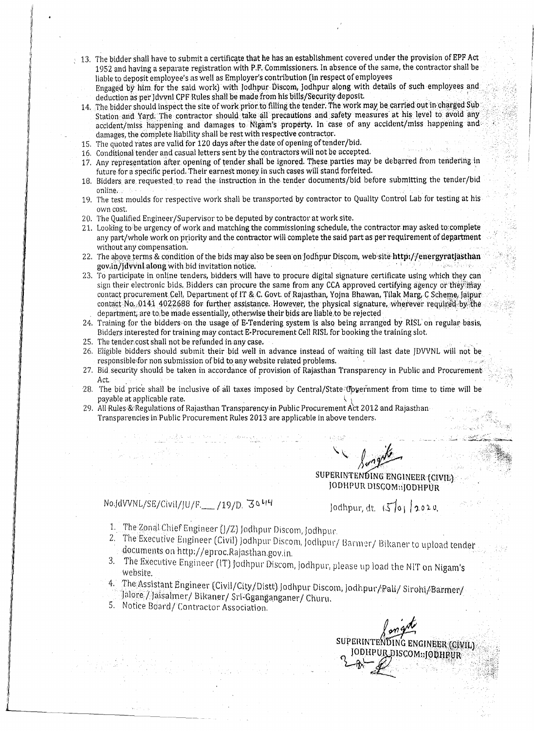13. The bidder shall have to submit a certificate that he has an establishment covered under the provision of EPF Act 1952 and having a separate registration with P.F. Commissioners. In absence of the same, the contractor shall be liable to deposit employee's as well as Employer's contribution (in respect of employees Engaged by him for the said work) with Jodhpur Discom, Jodhpur along with details of such employees and deduction as per Jdvvnl CPF Rules shall be made from his bills/Security deposit.
14. The bidder should inspect the site of work prior to filling the tender. The work may be carried out in charged Sub Station and Yard. The contractor should take all precautions and safety measures at his level to avoid any accident/miss happening and damages to Nigam's property. In case of any accident/miss happening and damages, the complete liability shall be rest with respective contractor.
15. The quoted rates are valid for 120 days after the date of opening of tender/bid.
16. Conditional tender and casual letters sent by the contractors will not be accepted.
17. Any representation after opening of tender shall be ignored. These parties may be debarred from tendering in future for a specific period. Their earnest money in such cases will stand forfeited.
18. Bidders are requested to read the instruction in the tender documents/bid before submitting the tender/bid online.
19. The test moulds for respective work shall be transported by contractor to Quality Control Lab for testing at his own cost.
20. The Qualified Engineer/Supervisor to be deputed by contractor at work site.
21. Looking to be urgency of work and matching the commissioning schedule, the contractor may asked to complete any part/whole work on priority and the contractor will complete the said part as per requirement of department without any compensation.
22. The above terms & condition of the bids may also be seen on Jodhpur Discom, web site **http://energyratjasthan gov.in/jdvvnl along** with bid invitation notice.
23. To participate in online tenders, bidders will have to procure digital signature certificate using which they can sign their electronic bids. Bidders can procure the same from any CCA approved certifying agency or they may contact procurement Cell, Department of IT & C. Govt. of Rajasthan, Yojna Bhawan, Tilak Marg, C Scheme, Jaipur contact No. 0141 4022688 for further assistance. However, the physical signature, wherever required by the department, are to be made essentially, otherwise their bids are liable to be rejected
24. Training for the bidders on the usage of E-Tendering system is also being arranged by RISL on regular basis, Bidders interested for training may contact E-Procurement Cell RISL for booking the training slot.
25. The tender cost shall not be refunded in any case.
26. Eligible bidders should submit their bid well in advance instead of waiting till last date JDVVNL will not be responsible for non submission of bid to any website related problems.
27. Bid security should be taken in accordance of provision of Rajasthan Transparency in Public and Procurement Act.
28. The bid price shall be inclusive of all taxes imposed by Central/State Government from time to time will be payable at applicable rate.
29. All Rules & Regulations of Rajasthan Transparency in Public Procurement Act 2012 and Rajasthan Transparencies in Public Procurement Rules 2013 are applicable in above tenders.

SUPERINTENDING ENGINEER (CIVIL)
JODHPUR DISCOM::JODHPUR

No.JdVVNL/SE/Civil/JU/F.___/19/D. 3044

Jodhpur, dt. 15/01/2020.

1. The Zonal Chief Engineer (J/Z) Jodhpur Discom, Jodhpur.
2. The Executive Engineer (Civil) Jodhpur Discom, Jodhpur/ Barmer/ Bikaner to upload tender documents on http://eproc.Rajasthan.gov.in.
3. The Executive Engineer (IT) Jodhpur Discom, Jodhpur, please up load the NIT on Nigam's website.
4. The Assistant Engineer (Civil/City/Distt) Jodhpur Discom, Jodhpur/Pali/ Sirohi/Barmer/ Jalore / Jaisalmer/ Bikaner/ Sri-Gganganganer/ Churu.
5. Notice Board/ Contractor Association.

SUPERINTENDING ENGINEER (CIVIL)
JODHPUR DISCOM::JODHPUR